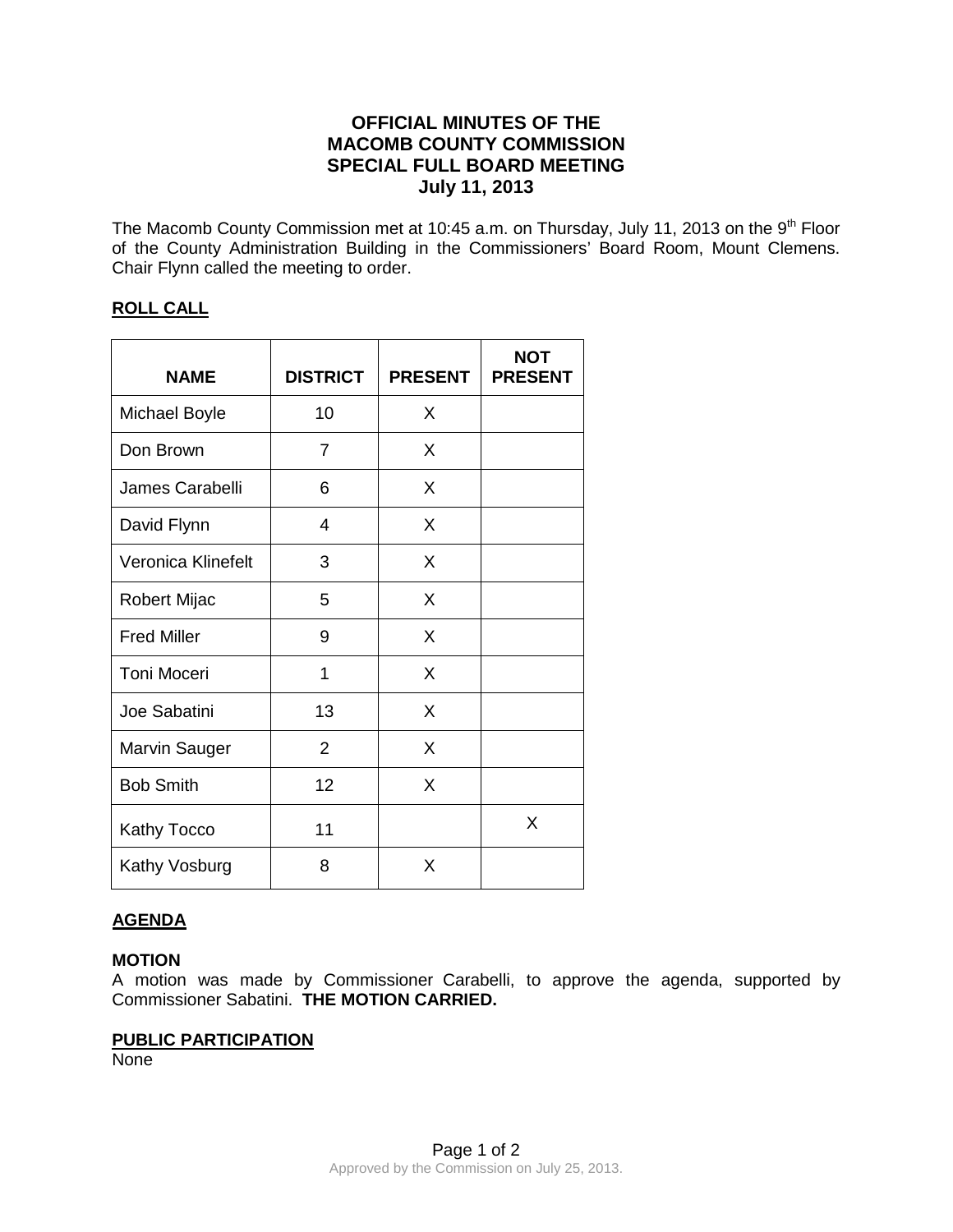# OFFICIAL MINUTES OF THE MACOMB COUNTY COMMISSION SPECIAL FULL BOARD MEETING July 11, 2013

The Macomb County Commission met at 10:45 a.m. on Thursday, July 11, 2013 on the 9th Floor of the County Administration Building in the Commissioners' Board Room, Mount Clemens. Chair Flynn called the meeting to order.

## ROLL CALL

| NAME | DISTRICT | PRESENT | NOT PRESENT |
|---|---|---|---|
| Michael Boyle | 10 | X | |
| Don Brown | 7 | X | |
| James Carabelli | 6 | X | |
| David Flynn | 4 | X | |
| Veronica Klinefelt | 3 | X | |
| Robert Mijac | 5 | X | |
| Fred Miller | 9 | X | |
| Toni Moceri | 1 | X | |
| Joe Sabatini | 13 | X | |
| Marvin Sauger | 2 | X | |
| Bob Smith | 12 | X | |
| Kathy Tocco | 11 | | X |
| Kathy Vosburg | 8 | X | |

## AGENDA

**MOTION**

A motion was made by Commissioner Carabelli, to approve the agenda, supported by Commissioner Sabatini. **THE MOTION CARRIED.**

## PUBLIC PARTICIPATION

None

Approved by the Commission on July 25, 2013.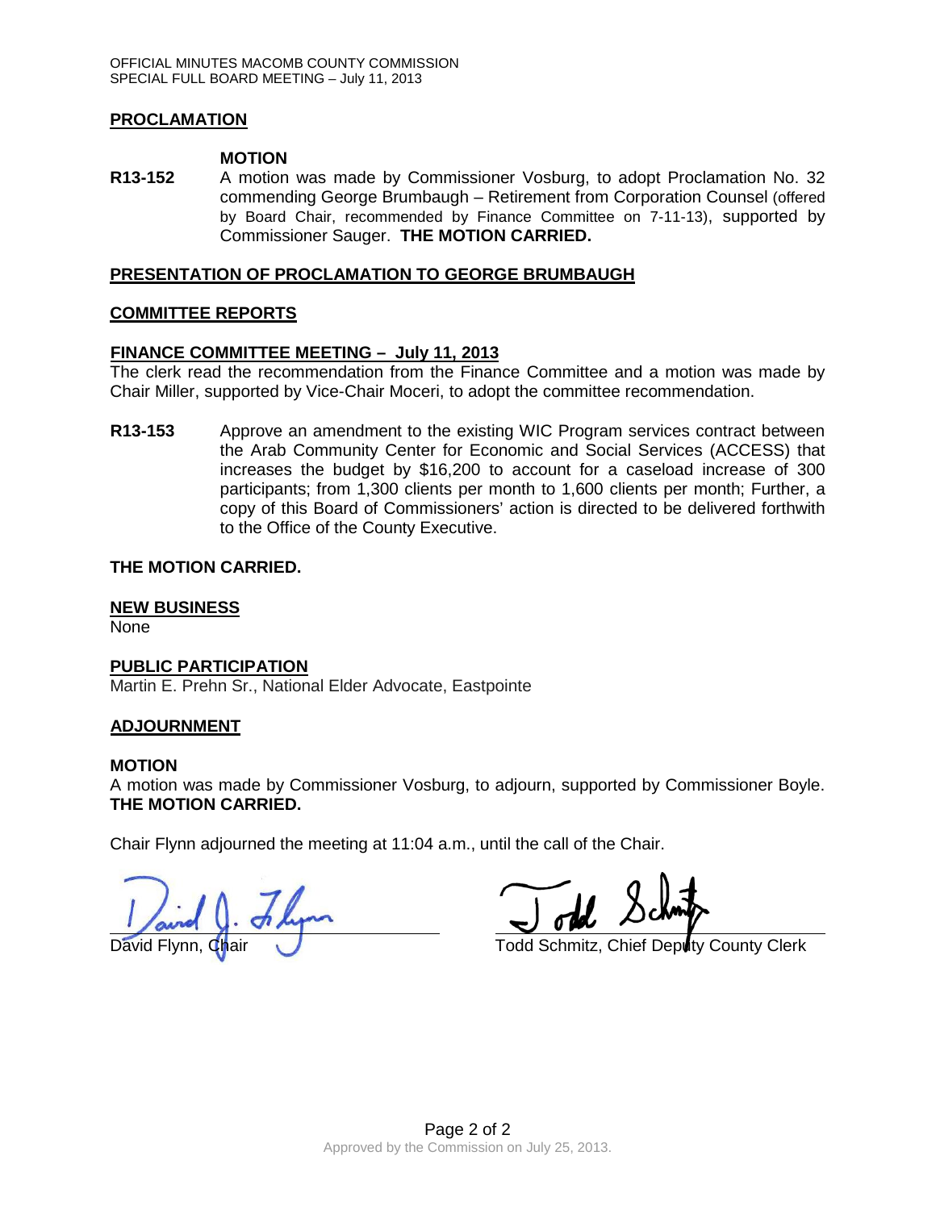## PROCLAMATION

**MOTION**

**R13-152** A motion was made by Commissioner Vosburg, to adopt Proclamation No. 32 commending George Brumbaugh – Retirement from Corporation Counsel (offered by Board Chair, recommended by Finance Committee on 7-11-13), supported by Commissioner Sauger. **THE MOTION CARRIED.**

## PRESENTATION OF PROCLAMATION TO GEORGE BRUMBAUGH

## COMMITTEE REPORTS

### FINANCE COMMITTEE MEETING – July 11, 2013

The clerk read the recommendation from the Finance Committee and a motion was made by Chair Miller, supported by Vice-Chair Moceri, to adopt the committee recommendation.

**R13-153** Approve an amendment to the existing WIC Program services contract between the Arab Community Center for Economic and Social Services (ACCESS) that increases the budget by $16,200 to account for a caseload increase of 300 participants; from 1,300 clients per month to 1,600 clients per month; Further, a copy of this Board of Commissioners' action is directed to be delivered forthwith to the Office of the County Executive.

**THE MOTION CARRIED.**

## NEW BUSINESS

None

## PUBLIC PARTICIPATION

Martin E. Prehn Sr., National Elder Advocate, Eastpointe

## ADJOURNMENT

**MOTION**

A motion was made by Commissioner Vosburg, to adjourn, supported by Commissioner Boyle. **THE MOTION CARRIED.**

Chair Flynn adjourned the meeting at 11:04 a.m., until the call of the Chair.

David Flynn, Chair

Todd Schmitz, Chief Deputy County Clerk

Approved by the Commission on July 25, 2013.